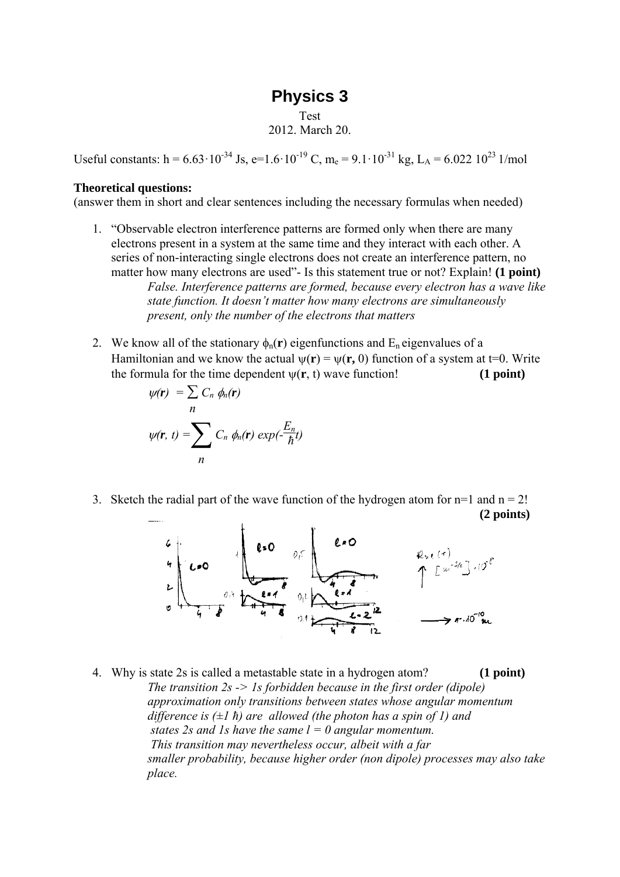# Physics 3

Test

2012. March 20.

Useful constants: $h = 6.63 \cdot 10^{-34}$ Js, $e = 1.6 \cdot 10^{-19}$ C, $m_e = 9.1 \cdot 10^{-31}$ kg, $L_A = 6.022\ 10^{23}$ 1/mol

**Theoretical questions:**

(answer them in short and clear sentences including the necessary formulas when needed)

1. "Observable electron interference patterns are formed only when there are many electrons present in a system at the same time and they interact with each other. A series of non-interacting single electrons does not create an interference pattern, no matter how many electrons are used"- Is this statement true or not? Explain! **(1 point)**

   *False. Interference patterns are formed, because every electron has a wave like state function. It doesn't matter how many electrons are simultaneously present, only the number of the electrons that matters*

2. We know all of the stationary $\phi_n(\mathbf{r})$ eigenfunctions and $E_n$ eigenvalues of a Hamiltonian and we know the actual $\psi(\mathbf{r}) = \psi(\mathbf{r}, 0)$ function of a system at t=0. Write the formula for the time dependent $\psi(\mathbf{r}, t)$ wave function! **(1 point)**

   $$\psi(\mathbf{r}) = \sum_n C_n \phi_n(\mathbf{r})$$

   $$\psi(\mathbf{r}, t) = \sum_n C_n \phi_n(\mathbf{r}) \exp\left(-\frac{E_n}{\hbar} t\right)$$

3. Sketch the radial part of the wave function of the hydrogen atom for n=1 and n = 2! **(2 points)**

4. Why is state 2s is called a metastable state in a hydrogen atom? **(1 point)**

   *The transition 2s -> 1s forbidden because in the first order (dipole) approximation only transitions between states whose angular momentum difference is ($\pm 1\ \hbar$) are allowed (the photon has a spin of 1) and states 2s and 1s have the same l = 0 angular momentum. This transition may nevertheless occur, albeit with a far smaller probability, because higher order (non dipole) processes may also take place.*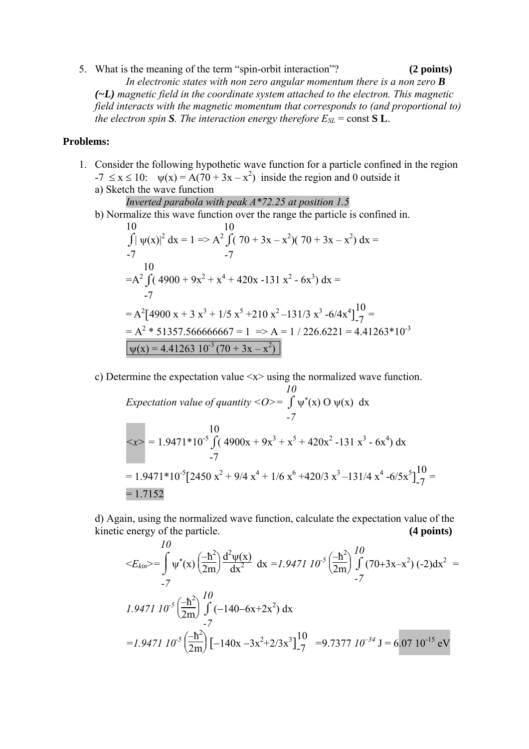5. What is the meaning of the term "spin-orbit interaction"? **(2 points)**

   *In electronic states with non zero angular momentum there is a non zero* ***B (~L)*** *magnetic field in the coordinate system attached to the electron. This magnetic field interacts with the magnetic momentum that corresponds to (and proportional to) the electron spin* ***S****. The interaction energy therefore* $E_{SL}$ = const **S L**.

**Problems:**

1. Consider the following hypothetic wave function for a particle confined in the region $-7 \leq x \leq 10$: $\psi(x) = A(70 + 3x - x^2)$ inside the region and 0 outside it

   a) Sketch the wave function

   *Inverted parabola with peak A\*72.25 at position 1.5*

   b) Normalize this wave function over the range the particle is confined in.

   $$\int_{-7}^{10} |\psi(x)|^2 dx = 1 \Rightarrow A^2 \int_{-7}^{10} (70 + 3x - x^2)(70 + 3x - x^2)\, dx =$$

   $$= A^2 \int_{-7}^{10} (4900 + 9x^2 + x^4 + 420x - 131x^2 - 6x^3)\, dx =$$

   $$= A^2 \left[4900x + 3x^3 + 1/5\, x^5 + 210x^2 - 131/3\, x^3 - 6/4x^4\right]_{-7}^{10} =$$

   $$= A^2 * 51357.566666667 = 1 \Rightarrow A = 1 / 226.6221 = 4.41263 \cdot 10^{-3}$$

   $$\boxed{\psi(x) = 4.41263\ 10^{-3}\,(70 + 3x - x^2)}$$

   c) Determine the expectation value $\langle x \rangle$ using the normalized wave function.

   *Expectation value of quantity* $\langle O \rangle = \int_{-7}^{10} \psi^*(x)\, O\, \psi(x)\, dx$

   $$\langle x \rangle = 1.9471 \cdot 10^{-5} \int_{-7}^{10} (4900x + 9x^3 + x^5 + 420x^2 - 131x^3 - 6x^4)\, dx$$

   $$= 1.9471 \cdot 10^{-5} \left[2450x^2 + 9/4\, x^4 + 1/6\, x^6 + 420/3\, x^3 - 131/4\, x^4 - 6/5x^5\right]_{-7}^{10} =$$

   $$= 1.7152$$

   d) Again, using the normalized wave function, calculate the expectation value of the kinetic energy of the particle. **(4 points)**

   $$\langle E_{kin} \rangle = \int_{-7}^{10} \psi^*(x) \left(\frac{-\hbar^2}{2m}\right) \frac{d^2\psi(x)}{dx^2}\, dx = 1.9471\ 10^{-5} \left(\frac{-\hbar^2}{2m}\right) \int_{-7}^{10} (70 + 3x - x^2)(-2)dx^2 =$$

   $$1.9471\ 10^{-5} \left(\frac{-\hbar^2}{2m}\right) \int_{-7}^{10} (-140 - 6x + 2x^2)\, dx$$

   $$= 1.9471\ 10^{-5} \left(\frac{-\hbar^2}{2m}\right) \left[-140x - 3x^2 + 2/3x^3\right]_{-7}^{10} = 9.7377\ 10^{-34}\ \text{J} = 6.07\ 10^{-15}\ \text{eV}$$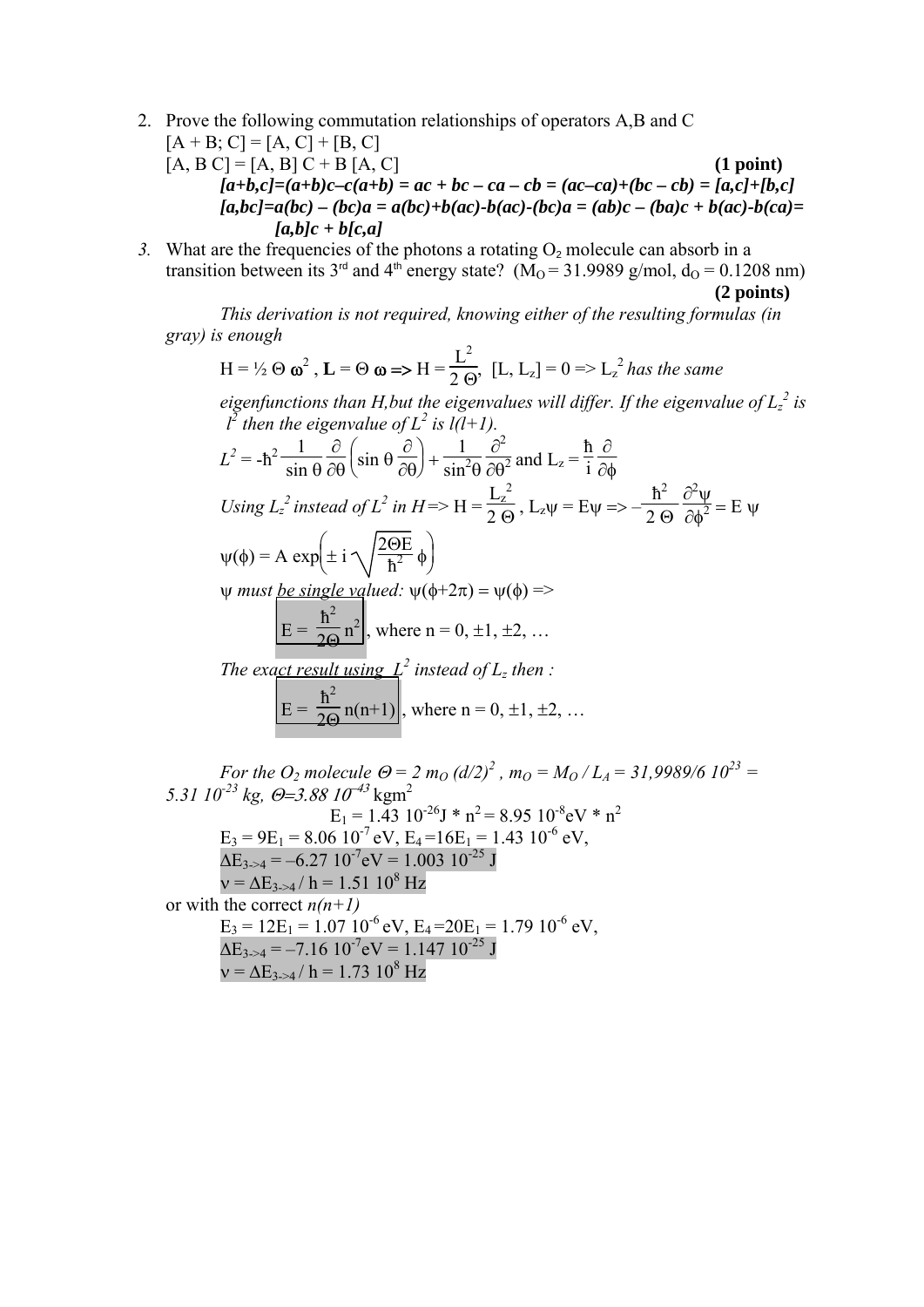2. Prove the following commutation relationships of operators A,B and C
   $[A + B; C] = [A, C] + [B, C]$
   $[A, B C] = [A, B] C + B [A, C]$ **(1 point)**

   ***$[a+b,c]=(a+b)c–c(a+b) = ac + bc – ca – cb = (ac–ca)+(bc – cb) = [a,c]+[b,c]$***

   ***$[a,bc]=a(bc) – (bc)a = a(bc)+b(ac)-b(ac)-(bc)a = (ab)c – (ba)c + b(ac)-b(ca)= [a,b]c + b[c,a]$***

3. What are the frequencies of the photons a rotating $O_2$ molecule can absorb in a transition between its 3[rd] and 4[th] energy state? ($M_O$ = 31.9989 g/mol, $d_O$ = 0.1208 nm) **(2 points)**

   *This derivation is not required, knowing either of the resulting formulas (in gray) is enough*

   $H = \frac{1}{2}\Theta\omega^2$, $\mathbf{L} = \Theta\,\boldsymbol{\omega} \Rightarrow H = \frac{L^2}{2\Theta}$, $[L, L_z] = 0 \Rightarrow L_z^2$ *has the same eigenfunctions than H,but the eigenvalues will differ. If the eigenvalue of $L_z^2$ is $l^2$ then the eigenvalue of $L^2$ is $l(l+1)$.*

   $$L^2 = -\hbar^2\frac{1}{\sin\theta}\frac{\partial}{\partial\theta}\left(\sin\theta\frac{\partial}{\partial\theta}\right) + \frac{1}{\sin^2\theta}\frac{\partial^2}{\partial\theta^2} \text{ and } L_z = \frac{\hbar}{i}\frac{\partial}{\partial\phi}$$

   *Using $L_z^2$ instead of $L^2$ in H* $\Rightarrow H = \frac{L_z^2}{2\Theta}$, $L_z\psi = E\psi \Rightarrow -\frac{\hbar^2}{2\Theta}\frac{\partial^2\psi}{\partial\phi^2} = E\,\psi$

   $$\psi(\phi) = A\exp\left(\pm i\sqrt{\frac{2\Theta E}{\hbar^2}}\,\phi\right)$$

   *ψ must be single valued:* $\psi(\phi+2\pi) = \psi(\phi) \Rightarrow$

   $$E = \frac{\hbar^2}{2\Theta}n^2, \text{ where } n = 0, \pm1, \pm2, \ldots$$

   *The exact result using $L^2$ instead of $L_z$ then :*

   $$E = \frac{\hbar^2}{2\Theta}n(n+1), \text{ where } n = 0, \pm1, \pm2, \ldots$$

   *For the $O_2$ molecule $\Theta = 2\,m_O\,(d/2)^2$, $m_O = M_O / L_A = 31{,}9989/6\;10^{23} = 5.31\;10^{-23}$ kg, $\Theta = 3.88\;10^{-43}$* kgm$^2$

   $E_1 = 1.43\;10^{-26}\text{J} * n^2 = 8.95\;10^{-8}\text{eV} * n^2$

   $E_3 = 9E_1 = 8.06\;10^{-7}$ eV, $E_4 = 16E_1 = 1.43\;10^{-6}$ eV,

   $\Delta E_{3\to4} = -6.27\;10^{-7}\text{eV} = 1.003\;10^{-25}$ J

   $\nu = \Delta E_{3\to4} / h = 1.51\;10^8$ Hz

   or with the correct *n(n+1)*

   $E_3 = 12E_1 = 1.07\;10^{-6}$ eV, $E_4 = 20E_1 = 1.79\;10^{-6}$ eV,

   $\Delta E_{3\to4} = -7.16\;10^{-7}\text{eV} = 1.147\;10^{-25}$ J

   $\nu = \Delta E_{3\to4} / h = 1.73\;10^8$ Hz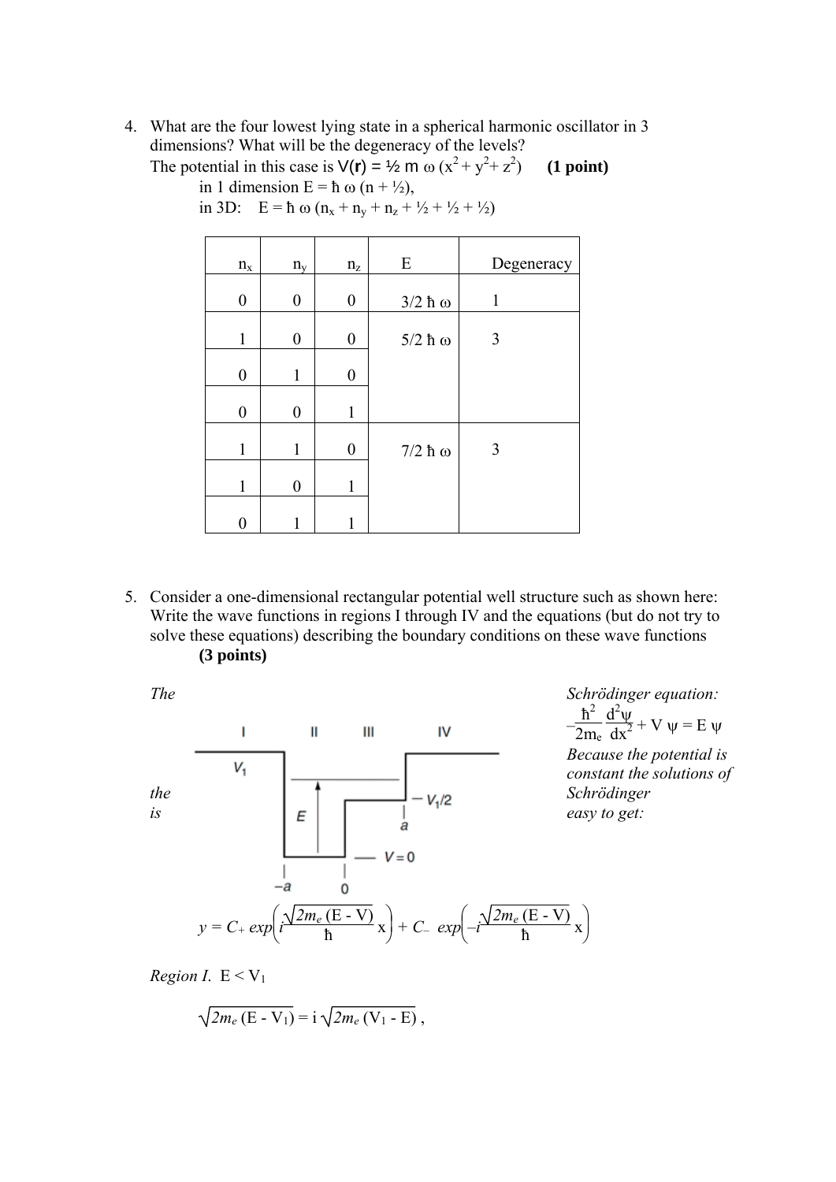4. What are the four lowest lying state in a spherical harmonic oscillator in 3 dimensions? What will be the degeneracy of the levels?
   The potential in this case is $V(\mathbf{r}) = ½\, m\, \omega\, (x^2 + y^2 + z^2)$ **(1 point)**
   in 1 dimension $E = \hbar\, \omega\, (n + ½)$,
   in 3D: $E = \hbar\, \omega\, (n_x + n_y + n_z + ½ + ½ + ½)$

| $n_x$ | $n_y$ | $n_z$ | E | Degeneracy |
|---|---|---|---|---|
| 0 | 0 | 0 | $3/2\ \hbar\omega$ | 1 |
| 1 | 0 | 0 | $5/2\ \hbar\omega$ | 3 |
| 0 | 1 | 0 | | |
| 0 | 0 | 1 | | |
| 1 | 1 | 0 | $7/2\ \hbar\omega$ | 3 |
| 1 | 0 | 1 | | |
| 0 | 1 | 1 | | |

5. Consider a one-dimensional rectangular potential well structure such as shown here: Write the wave functions in regions I through IV and the equations (but do not try to solve these equations) describing the boundary conditions on these wave functions **(3 points)**

*The Schrödinger equation:*

$$-\frac{\hbar^2}{2m_e}\frac{d^2\psi}{dx^2} + V\,\psi = E\,\psi$$

*Because the potential is constant the solutions of the Schrödinger is easy to get:*

I II III IV

$V_1$

E

$V_1/2$

$-a$ 0 $a$

$V=0$

$$y = C_+ \exp\left(i\frac{\sqrt{2m_e\,(E - V)}}{\hbar}x\right) + C_- \exp\left(-i\frac{\sqrt{2m_e\,(E - V)}}{\hbar}x\right)$$

*Region I.* $E < V_1$

$$\sqrt{2m_e\,(E - V_1)} = i\,\sqrt{2m_e\,(V_1 - E)}\ ,$$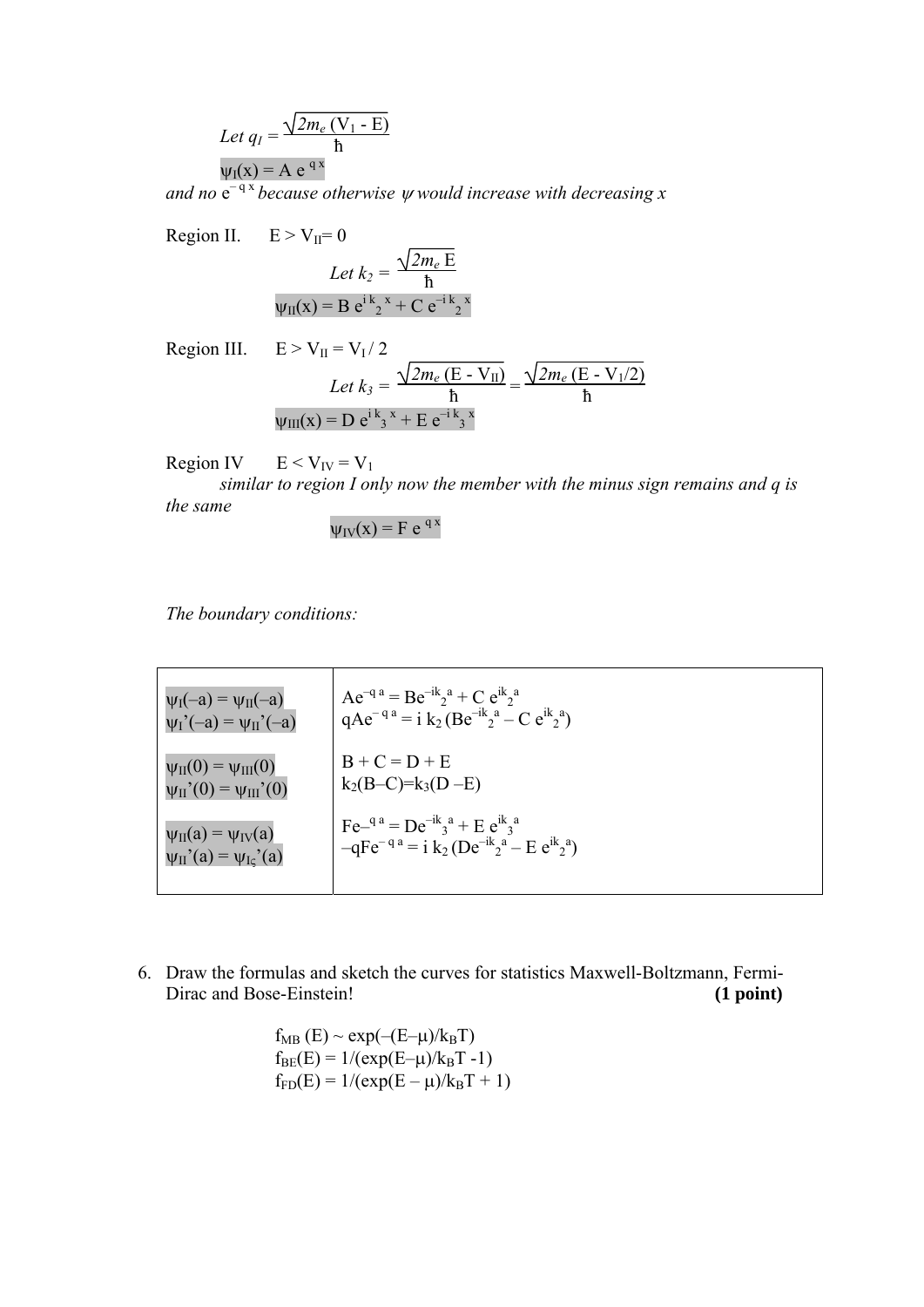*Let* $q_I = \frac{\sqrt{2m_e (V_1 - E)}}{\hbar}$

$\psi_I(x) = A\, e^{q x}$

*and no* $e^{-q x}$ *because otherwise* $\psi$ *would increase with decreasing x*

Region II. $E > V_{II} = 0$

*Let* $k_2 = \frac{\sqrt{2m_e E}}{\hbar}$

$\psi_{II}(x) = B\, e^{i k_2 x} + C\, e^{-i k_2 x}$

Region III. $E > V_{II} = V_I / 2$

*Let* $k_3 = \frac{\sqrt{2m_e (E - V_{II})}}{\hbar} = \frac{\sqrt{2m_e (E - V_1/2)}}{\hbar}$

$\psi_{III}(x) = D\, e^{i k_3 x} + E\, e^{-i k_3 x}$

Region IV $E < V_{IV} = V_1$

*similar to region I only now the member with the minus sign remains and q is the same*

$\psi_{IV}(x) = F\, e^{q x}$

*The boundary conditions:*

| | |
|---|---|
| $\psi_I(-a) = \psi_{II}(-a)$<br>$\psi_I'(-a) = \psi_{II}'(-a)$ | $Ae^{-q a} = Be^{-ik_2 a} + C\, e^{ik_2 a}$<br>$qAe^{-q a} = i\, k_2\, (Be^{-ik_2 a} - C\, e^{ik_2 a})$ |
| $\psi_{II}(0) = \psi_{III}(0)$<br>$\psi_{II}'(0) = \psi_{III}'(0)$ | $B + C = D + E$<br>$k_2(B - C) = k_3(D - E)$ |
| $\psi_{II}(a) = \psi_{IV}(a)$<br>$\psi_{II}'(a) = \psi_{I\varsigma}'(a)$ | $Fe^{-q a} = De^{-ik_3 a} + E\, e^{ik_3 a}$<br>$-qFe^{-q a} = i\, k_2\, (De^{-ik_2 a} - E\, e^{ik_2 a})$ |

6. Draw the formulas and sketch the curves for statistics Maxwell-Boltzmann, Fermi-Dirac and Bose-Einstein! **(1 point)**

$f_{MB}(E) \sim \exp(-(E-\mu)/k_B T)$

$f_{BE}(E) = 1/(\exp(E-\mu)/k_B T - 1)$

$f_{FD}(E) = 1/(\exp(E - \mu)/k_B T + 1)$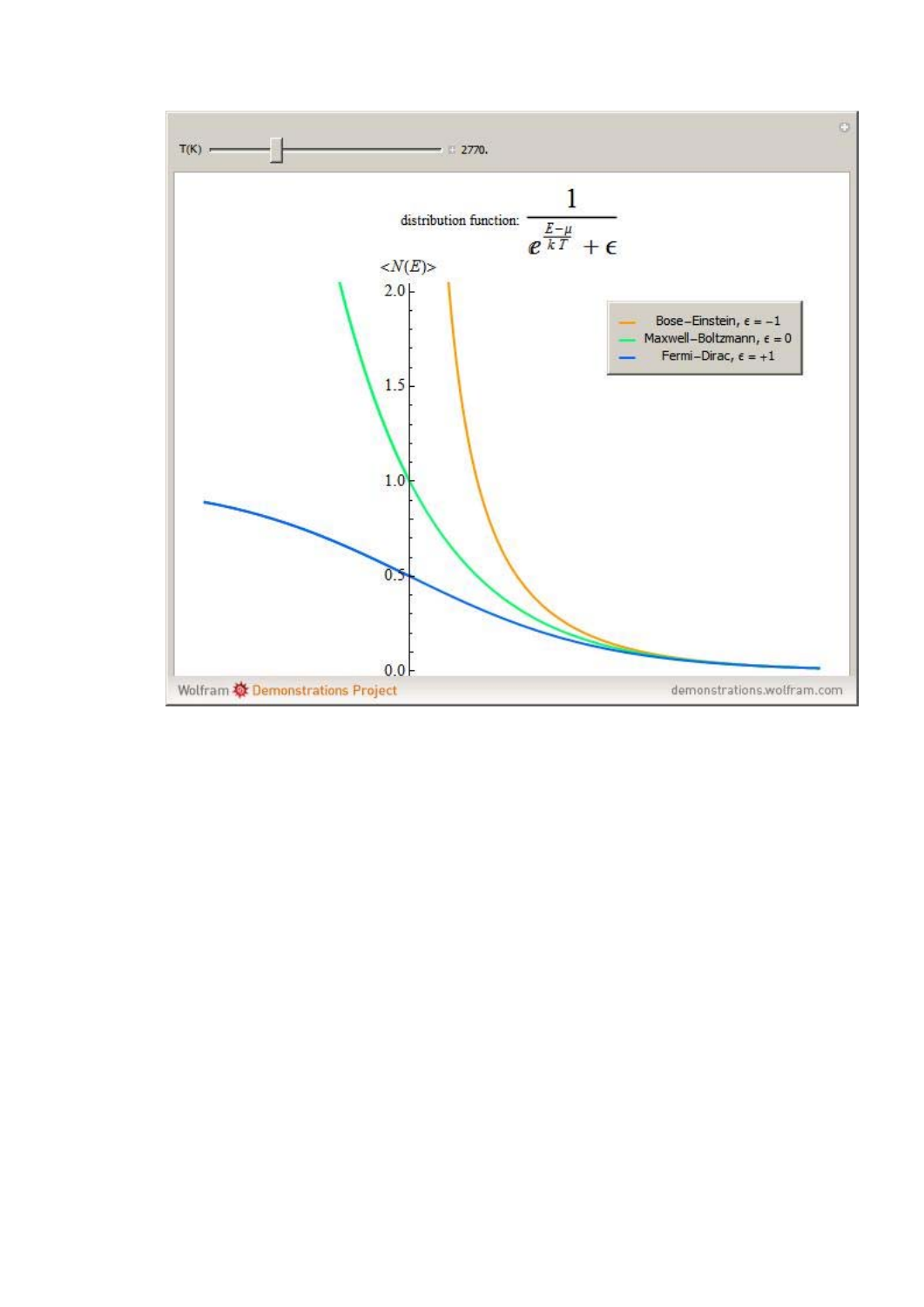T(K) 2770.

distribution function: $\dfrac{1}{e^{\frac{E-\mu}{kT}}+\epsilon}$

<N(E)>

2.0

1.5

1.0

0.5

0.0

Bose–Einstein, $\epsilon = -1$

Maxwell–Boltzmann, $\epsilon = 0$

Fermi–Dirac, $\epsilon = +1$

Wolfram Demonstrations Project

demonstrations.wolfram.com